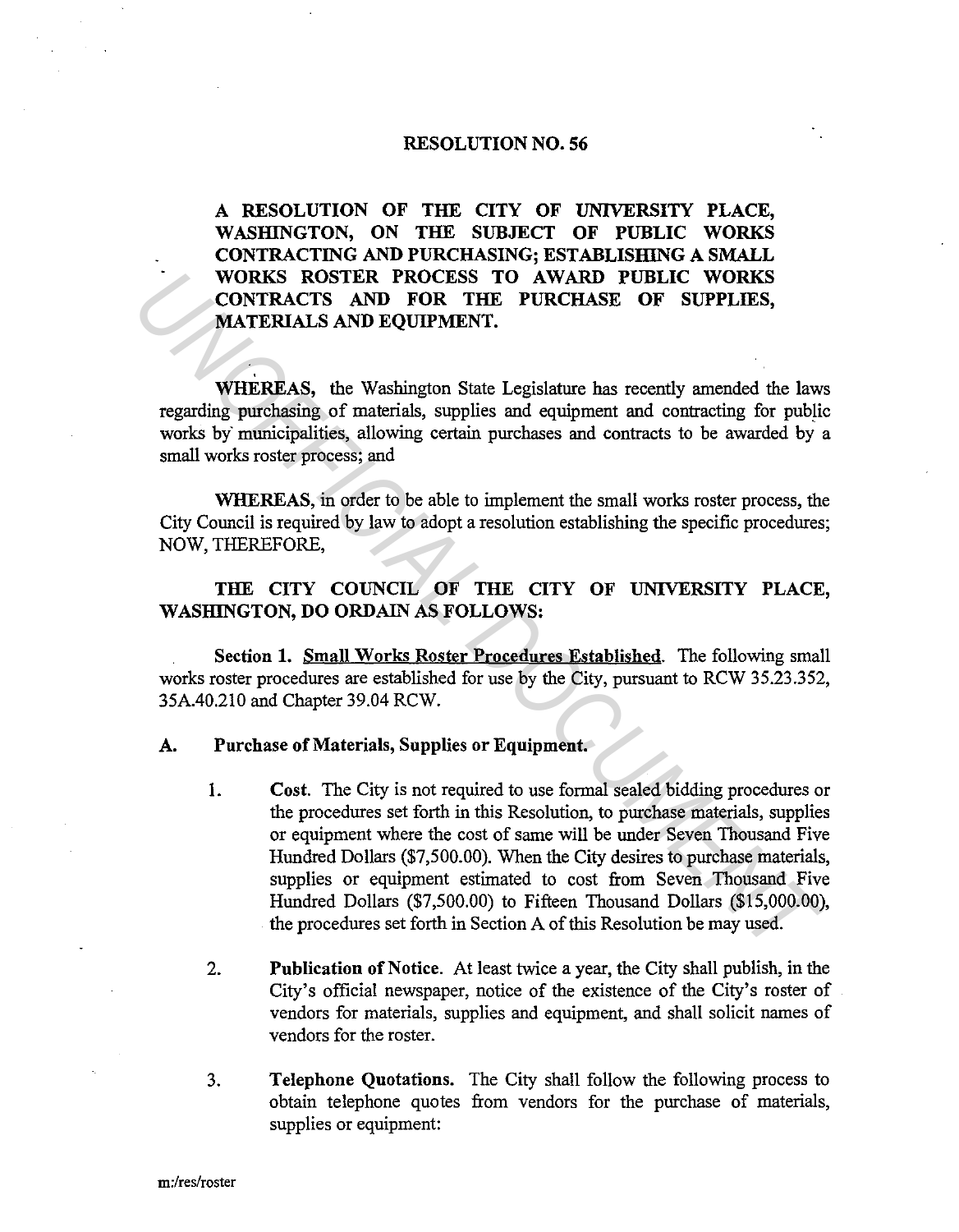# RESOLUTION NO. 56

**A RESOLUTION OF THE CITY OF UNIVERSITY PLACE, WASHINGTON, ON THE SUBJECT OF PUBLIC WORKS CONTRACTING AND PURCHASING; ESTABLISHING A SMALL WORKS ROSTER PROCESS TO AWARD PUBLIC WORKS CONTRACTS AND FOR THE PURCHASE OF SUPPLIES, MATERIALS AND EQUIPMENT.**

**WHEREAS,** the Washington State Legislature has recently amended the laws regarding purchasing of materials, supplies and equipment and contracting for public works by municipalities, allowing certain purchases and contracts to be awarded by a small works roster process; and

**WHEREAS,** in order to be able to implement the small works roster process, the City Council is required by law to adopt a resolution establishing the specific procedures; NOW, THEREFORE,

**THE CITY COUNCIL OF THE CITY OF UNIVERSITY PLACE, WASHINGTON, DO ORDAIN AS FOLLOWS:**

**Section 1.** Small Works Roster Procedures Established. The following small works roster procedures are established for use by the City, pursuant to RCW 35.23.352, 35A.40.210 and Chapter 39.04 RCW.

**A. Purchase of Materials, Supplies or Equipment.**

1. **Cost.** The City is not required to use formal sealed bidding procedures or the procedures set forth in this Resolution, to purchase materials, supplies or equipment where the cost of same will be under Seven Thousand Five Hundred Dollars ($7,500.00). When the City desires to purchase materials, supplies or equipment estimated to cost from Seven Thousand Five Hundred Dollars ($7,500.00) to Fifteen Thousand Dollars ($15,000.00), the procedures set forth in Section A of this Resolution be may used.

2. **Publication of Notice.** At least twice a year, the City shall publish, in the City's official newspaper, notice of the existence of the City's roster of vendors for materials, supplies and equipment, and shall solicit names of vendors for the roster.

3. **Telephone Quotations.** The City shall follow the following process to obtain telephone quotes from vendors for the purchase of materials, supplies or equipment: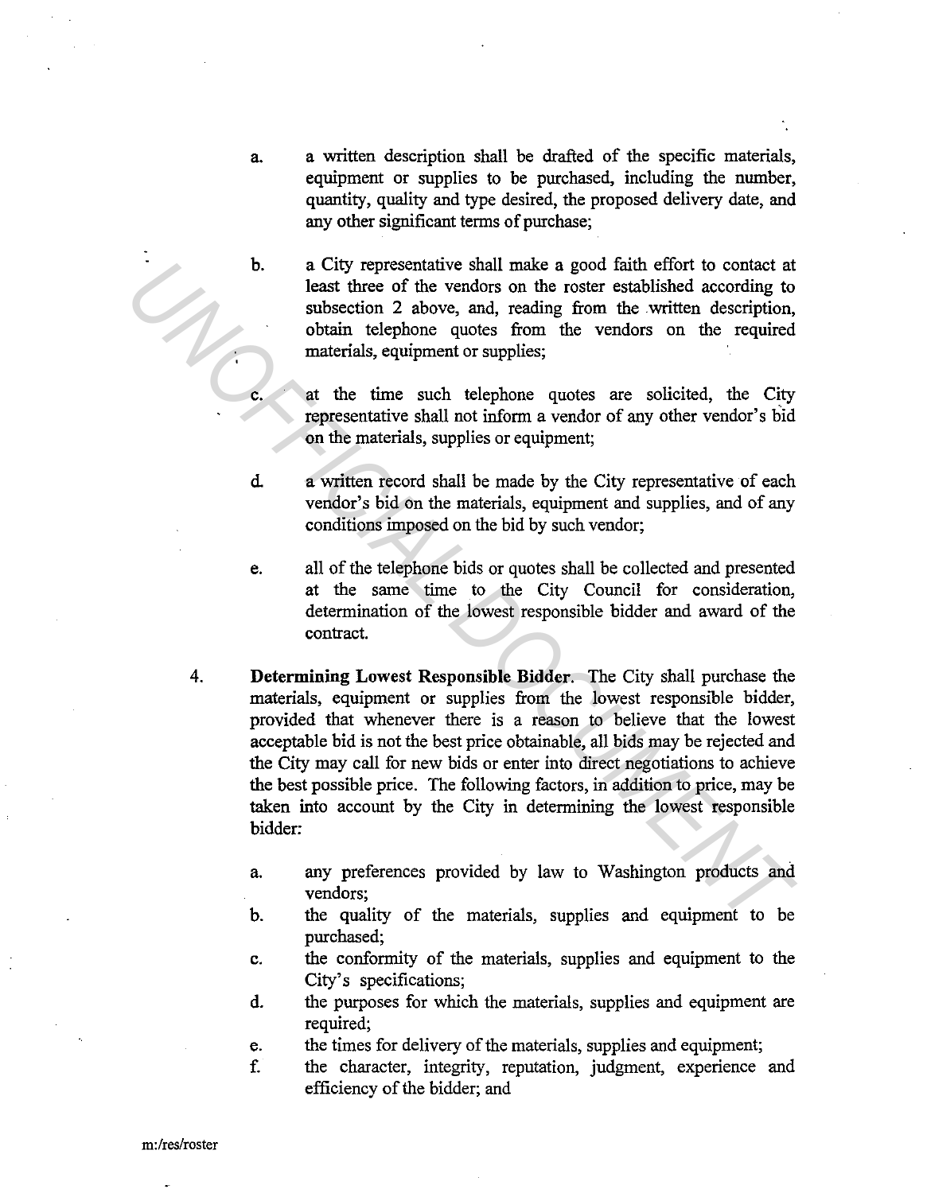a. a written description shall be drafted of the specific materials, equipment or supplies to be purchased, including the number, quantity, quality and type desired, the proposed delivery date, and any other significant terms of purchase;

b. a City representative shall make a good faith effort to contact at least three of the vendors on the roster established according to subsection 2 above, and, reading from the written description, obtain telephone quotes from the vendors on the required materials, equipment or supplies;

c. at the time such telephone quotes are solicited, the City representative shall not inform a vendor of any other vendor's bid on the materials, supplies or equipment;

d. a written record shall be made by the City representative of each vendor's bid on the materials, equipment and supplies, and of any conditions imposed on the bid by such vendor;

e. all of the telephone bids or quotes shall be collected and presented at the same time to the City Council for consideration, determination of the lowest responsible bidder and award of the contract.

4. **Determining Lowest Responsible Bidder**. The City shall purchase the materials, equipment or supplies from the lowest responsible bidder, provided that whenever there is a reason to believe that the lowest acceptable bid is not the best price obtainable, all bids may be rejected and the City may call for new bids or enter into direct negotiations to achieve the best possible price. The following factors, in addition to price, may be taken into account by the City in determining the lowest responsible bidder:

   a. any preferences provided by law to Washington products and vendors;
   b. the quality of the materials, supplies and equipment to be purchased;
   c. the conformity of the materials, supplies and equipment to the City's specifications;
   d. the purposes for which the materials, supplies and equipment are required;
   e. the times for delivery of the materials, supplies and equipment;
   f. the character, integrity, reputation, judgment, experience and efficiency of the bidder; and

m:/res/roster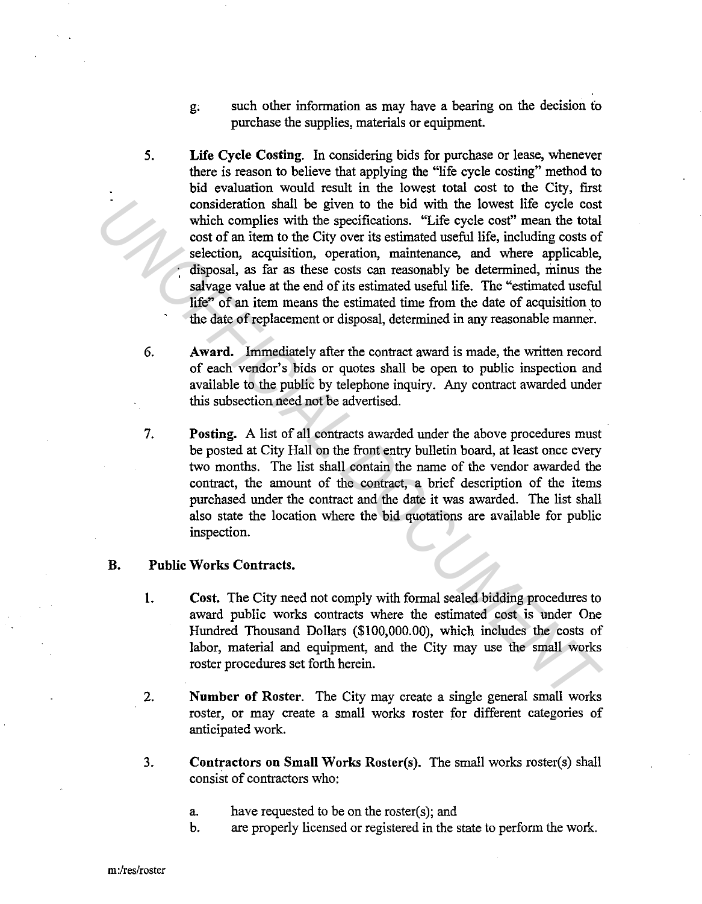g. such other information as may have a bearing on the decision to purchase the supplies, materials or equipment.

5. **Life Cycle Costing**. In considering bids for purchase or lease, whenever there is reason to believe that applying the "life cycle costing" method to bid evaluation would result in the lowest total cost to the City, first consideration shall be given to the bid with the lowest life cycle cost which complies with the specifications. "Life cycle cost" mean the total cost of an item to the City over its estimated useful life, including costs of selection, acquisition, operation, maintenance, and where applicable, disposal, as far as these costs can reasonably be determined, minus the salvage value at the end of its estimated useful life. The "estimated useful life" of an item means the estimated time from the date of acquisition to the date of replacement or disposal, determined in any reasonable manner.

6. **Award.** Immediately after the contract award is made, the written record of each vendor's bids or quotes shall be open to public inspection and available to the public by telephone inquiry. Any contract awarded under this subsection need not be advertised.

7. **Posting.** A list of all contracts awarded under the above procedures must be posted at City Hall on the front entry bulletin board, at least once every two months. The list shall contain the name of the vendor awarded the contract, the amount of the contract, a brief description of the items purchased under the contract and the date it was awarded. The list shall also state the location where the bid quotations are available for public inspection.

**B. Public Works Contracts.**

1. **Cost.** The City need not comply with formal sealed bidding procedures to award public works contracts where the estimated cost is under One Hundred Thousand Dollars ($100,000.00), which includes the costs of labor, material and equipment, and the City may use the small works roster procedures set forth herein.

2. **Number of Roster**. The City may create a single general small works roster, or may create a small works roster for different categories of anticipated work.

3. **Contractors on Small Works Roster(s).** The small works roster(s) shall consist of contractors who:

   a. have requested to be on the roster(s); and
   b. are properly licensed or registered in the state to perform the work.

m:/res/roster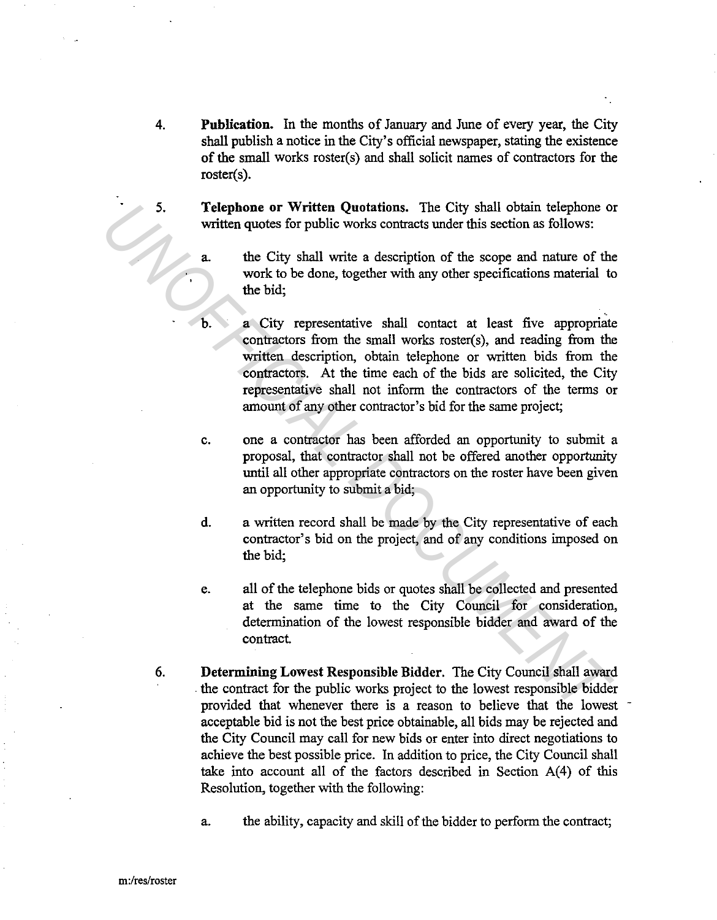4. **Publication.** In the months of January and June of every year, the City shall publish a notice in the City's official newspaper, stating the existence of the small works roster(s) and shall solicit names of contractors for the roster(s).

5. **Telephone or Written Quotations.** The City shall obtain telephone or written quotes for public works contracts under this section as follows:

   a. the City shall write a description of the scope and nature of the work to be done, together with any other specifications material to the bid;

   b. a City representative shall contact at least five appropriate contractors from the small works roster(s), and reading from the written description, obtain telephone or written bids from the contractors. At the time each of the bids are solicited, the City representative shall not inform the contractors of the terms or amount of any other contractor's bid for the same project;

   c. one a contractor has been afforded an opportunity to submit a proposal, that contractor shall not be offered another opportunity until all other appropriate contractors on the roster have been given an opportunity to submit a bid;

   d. a written record shall be made by the City representative of each contractor's bid on the project, and of any conditions imposed on the bid;

   e. all of the telephone bids or quotes shall be collected and presented at the same time to the City Council for consideration, determination of the lowest responsible bidder and award of the contract.

6. **Determining Lowest Responsible Bidder.** The City Council shall award the contract for the public works project to the lowest responsible bidder provided that whenever there is a reason to believe that the lowest acceptable bid is not the best price obtainable, all bids may be rejected and the City Council may call for new bids or enter into direct negotiations to achieve the best possible price. In addition to price, the City Council shall take into account all of the factors described in Section A(4) of this Resolution, together with the following:

   a. the ability, capacity and skill of the bidder to perform the contract;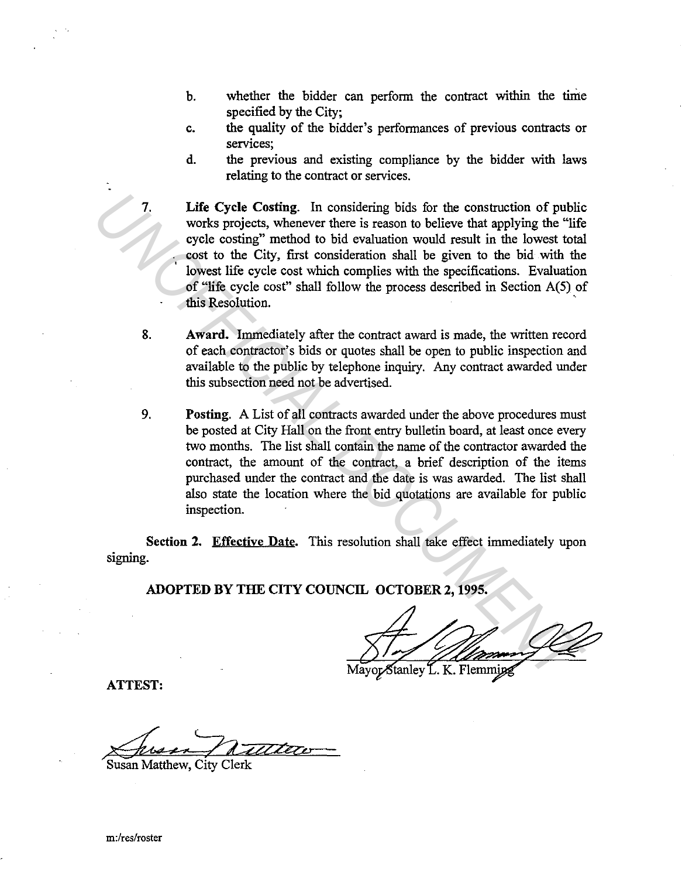b. whether the bidder can perform the contract within the time specified by the City;

c. the quality of the bidder's performances of previous contracts or services;

d. the previous and existing compliance by the bidder with laws relating to the contract or services.

7. **Life Cycle Costing**. In considering bids for the construction of public works projects, whenever there is reason to believe that applying the "life cycle costing" method to bid evaluation would result in the lowest total cost to the City, first consideration shall be given to the bid with the lowest life cycle cost which complies with the specifications. Evaluation of "life cycle cost" shall follow the process described in Section A(5) of this Resolution.

8. **Award.** Immediately after the contract award is made, the written record of each contractor's bids or quotes shall be open to public inspection and available to the public by telephone inquiry. Any contract awarded under this subsection need not be advertised.

9. **Posting**. A List of all contracts awarded under the above procedures must be posted at City Hall on the front entry bulletin board, at least once every two months. The list shall contain the name of the contractor awarded the contract, the amount of the contract, a brief description of the items purchased under the contract and the date is was awarded. The list shall also state the location where the bid quotations are available for public inspection.

**Section 2. Effective Date.** This resolution shall take effect immediately upon signing.

**ADOPTED BY THE CITY COUNCIL OCTOBER 2, 1995.**

Mayor Stanley L. K. Flemming

**ATTEST:**

Susan Matthew, City Clerk

m:/res/roster